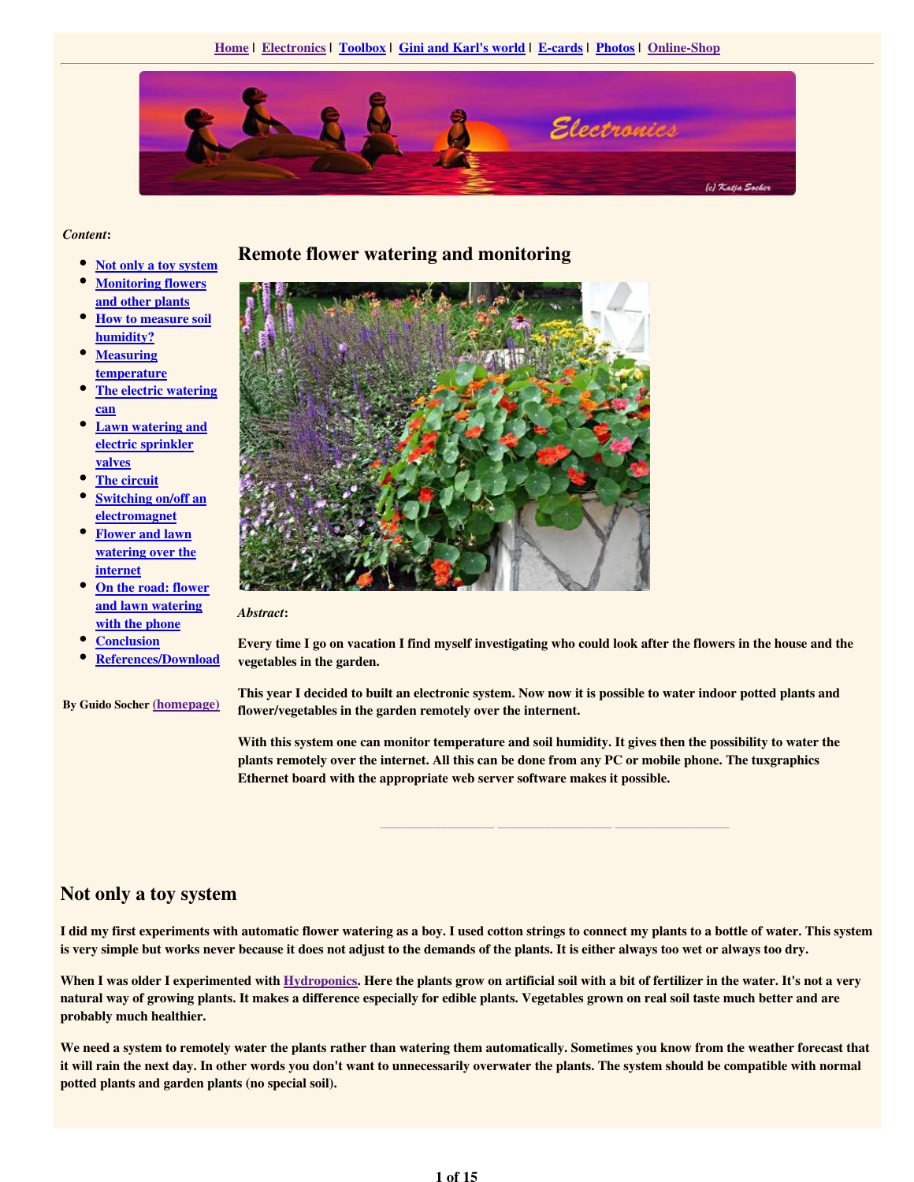Home | Electronics | Toolbox | Gini and Karl's world | E-cards | Photos | Online-Shop

*Content*:

- Not only a toy system
- Monitoring flowers and other plants
- How to measure soil humidity?
- Measuring temperature
- The electric watering can
- Lawn watering and electric sprinkler valves
- The circuit
- Switching on/off an electromagnet
- Flower and lawn watering over the internet
- On the road: flower and lawn watering with the phone
- Conclusion
- References/Download

**By Guido Socher (homepage)**

# Remote flower watering and monitoring

***Abstract*:**

**Every time I go on vacation I find myself investigating who could look after the flowers in the house and the vegetables in the garden.**

**This year I decided to built an electronic system. Now now it is possible to water indoor potted plants and flower/vegetables in the garden remotely over the internet.**

**With this system one can monitor temperature and soil humidity. It gives then the possibility to water the plants remotely over the internet. All this can be done from any PC or mobile phone. The tuxgraphics Ethernet board with the appropriate web server software makes it possible.**

## Not only a toy system

**I did my first experiments with automatic flower watering as a boy. I used cotton strings to connect my plants to a bottle of water. This system is very simple but works never because it does not adjust to the demands of the plants. It is either always too wet or always too dry.**

**When I was older I experimented with Hydroponics. Here the plants grow on artificial soil with a bit of fertilizer in the water. It's not a very natural way of growing plants. It makes a difference especially for edible plants. Vegetables grown on real soil taste much better and are probably much healthier.**

**We need a system to remotely water the plants rather than watering them automatically. Sometimes you know from the weather forecast that it will rain the next day. In other words you don't want to unnecessarily overwater the plants. The system should be compatible with normal potted plants and garden plants (no special soil).**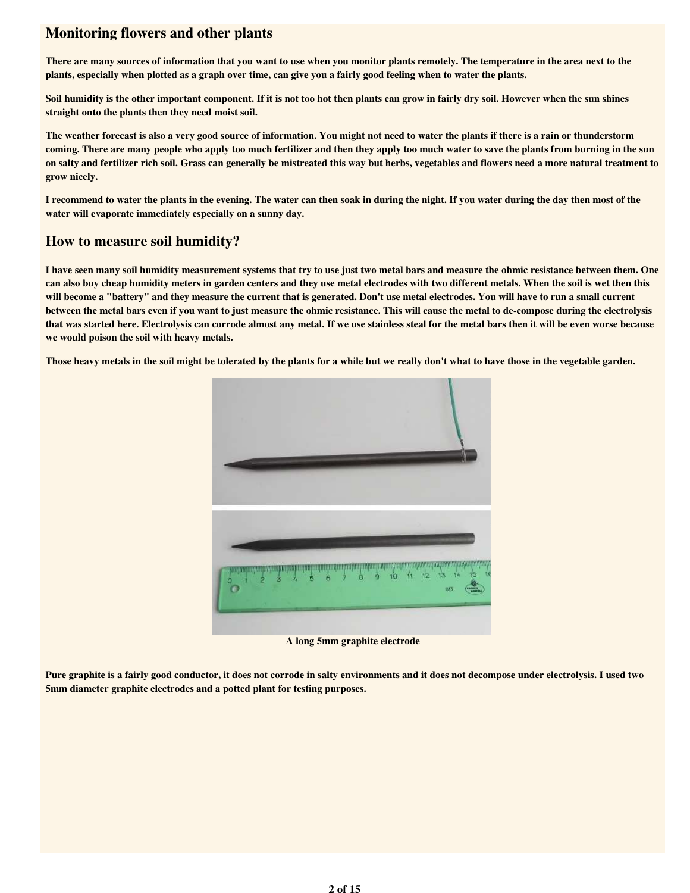## Monitoring flowers and other plants

**There are many sources of information that you want to use when you monitor plants remotely. The temperature in the area next to the plants, especially when plotted as a graph over time, can give you a fairly good feeling when to water the plants.**

**Soil humidity is the other important component. If it is not too hot then plants can grow in fairly dry soil. However when the sun shines straight onto the plants then they need moist soil.**

**The weather forecast is also a very good source of information. You might not need to water the plants if there is a rain or thunderstorm coming. There are many people who apply too much fertilizer and then they apply too much water to save the plants from burning in the sun on salty and fertilizer rich soil. Grass can generally be mistreated this way but herbs, vegetables and flowers need a more natural treatment to grow nicely.**

**I recommend to water the plants in the evening. The water can then soak in during the night. If you water during the day then most of the water will evaporate immediately especially on a sunny day.**

## How to measure soil humidity?

**I have seen many soil humidity measurement systems that try to use just two metal bars and measure the ohmic resistance between them. One can also buy cheap humidity meters in garden centers and they use metal electrodes with two different metals. When the soil is wet then this will become a "battery" and they measure the current that is generated. Don't use metal electrodes. You will have to run a small current between the metal bars even if you want to just measure the ohmic resistance. This will cause the metal to de-compose during the electrolysis that was started here. Electrolysis can corrode almost any metal. If we use stainless steal for the metal bars then it will be even worse because we would poison the soil with heavy metals.**

**Those heavy metals in the soil might be tolerated by the plants for a while but we really don't what to have those in the vegetable garden.**

**A long 5mm graphite electrode**

**Pure graphite is a fairly good conductor, it does not corrode in salty environments and it does not decompose under electrolysis. I used two 5mm diameter graphite electrodes and a potted plant for testing purposes.**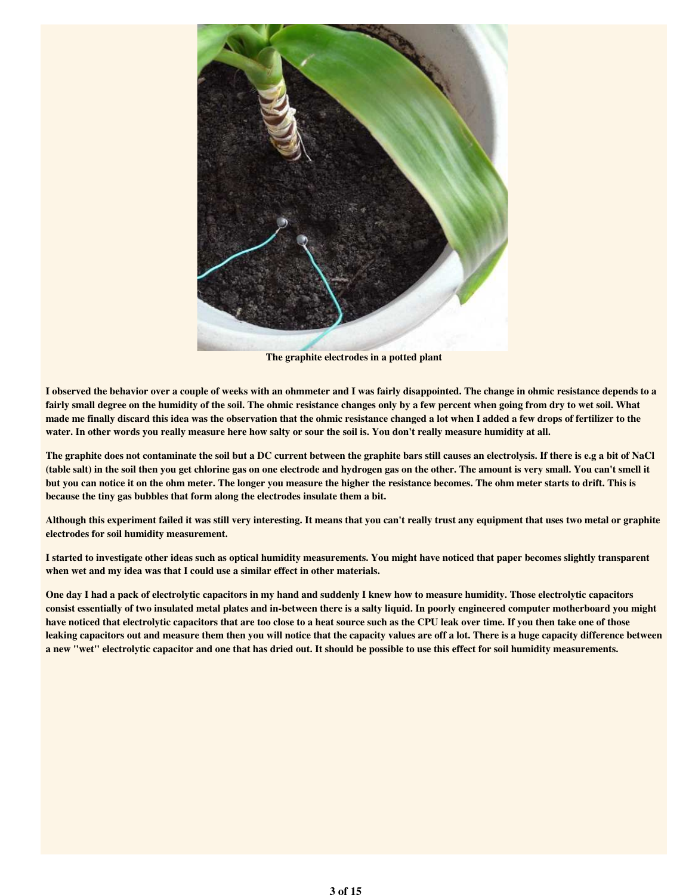**The graphite electrodes in a potted plant**

**I observed the behavior over a couple of weeks with an ohmmeter and I was fairly disappointed. The change in ohmic resistance depends to a fairly small degree on the humidity of the soil. The ohmic resistance changes only by a few percent when going from dry to wet soil. What made me finally discard this idea was the observation that the ohmic resistance changed a lot when I added a few drops of fertilizer to the water. In other words you really measure here how salty or sour the soil is. You don't really measure humidity at all.**

**The graphite does not contaminate the soil but a DC current between the graphite bars still causes an electrolysis. If there is e.g a bit of NaCl (table salt) in the soil then you get chlorine gas on one electrode and hydrogen gas on the other. The amount is very small. You can't smell it but you can notice it on the ohm meter. The longer you measure the higher the resistance becomes. The ohm meter starts to drift. This is because the tiny gas bubbles that form along the electrodes insulate them a bit.**

**Although this experiment failed it was still very interesting. It means that you can't really trust any equipment that uses two metal or graphite electrodes for soil humidity measurement.**

**I started to investigate other ideas such as optical humidity measurements. You might have noticed that paper becomes slightly transparent when wet and my idea was that I could use a similar effect in other materials.**

**One day I had a pack of electrolytic capacitors in my hand and suddenly I knew how to measure humidity. Those electrolytic capacitors consist essentially of two insulated metal plates and in-between there is a salty liquid. In poorly engineered computer motherboard you might have noticed that electrolytic capacitors that are too close to a heat source such as the CPU leak over time. If you then take one of those leaking capacitors out and measure them then you will notice that the capacity values are off a lot. There is a huge capacity difference between a new "wet" electrolytic capacitor and one that has dried out. It should be possible to use this effect for soil humidity measurements.**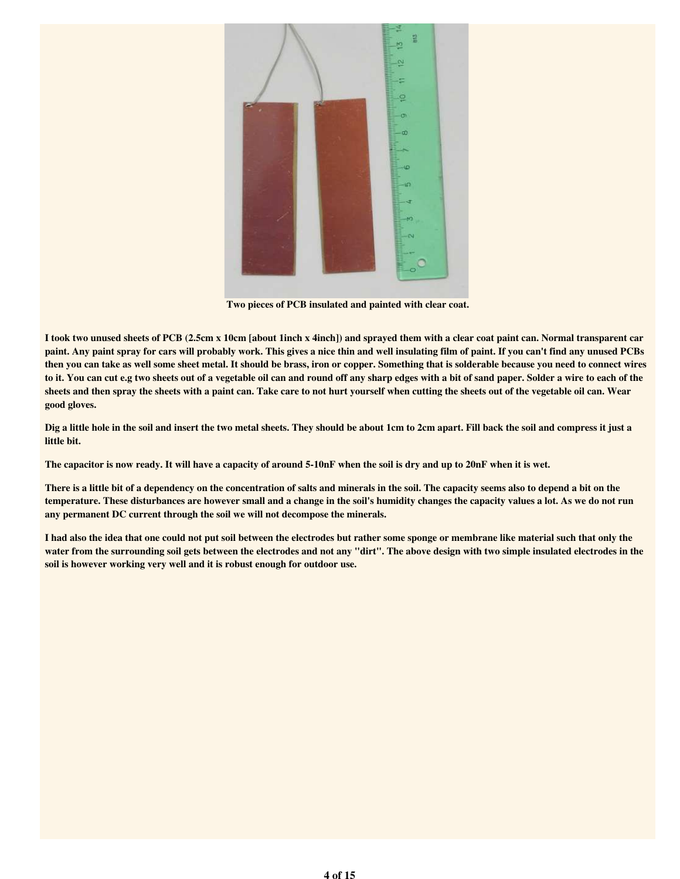**Two pieces of PCB insulated and painted with clear coat.**

**I took two unused sheets of PCB (2.5cm x 10cm [about 1inch x 4inch]) and sprayed them with a clear coat paint can. Normal transparent car paint. Any paint spray for cars will probably work. This gives a nice thin and well insulating film of paint. If you can't find any unused PCBs then you can take as well some sheet metal. It should be brass, iron or copper. Something that is solderable because you need to connect wires to it. You can cut e.g two sheets out of a vegetable oil can and round off any sharp edges with a bit of sand paper. Solder a wire to each of the sheets and then spray the sheets with a paint can. Take care to not hurt yourself when cutting the sheets out of the vegetable oil can. Wear good gloves.**

**Dig a little hole in the soil and insert the two metal sheets. They should be about 1cm to 2cm apart. Fill back the soil and compress it just a little bit.**

**The capacitor is now ready. It will have a capacity of around 5-10nF when the soil is dry and up to 20nF when it is wet.**

**There is a little bit of a dependency on the concentration of salts and minerals in the soil. The capacity seems also to depend a bit on the temperature. These disturbances are however small and a change in the soil's humidity changes the capacity values a lot. As we do not run any permanent DC current through the soil we will not decompose the minerals.**

**I had also the idea that one could not put soil between the electrodes but rather some sponge or membrane like material such that only the water from the surrounding soil gets between the electrodes and not any "dirt". The above design with two simple insulated electrodes in the soil is however working very well and it is robust enough for outdoor use.**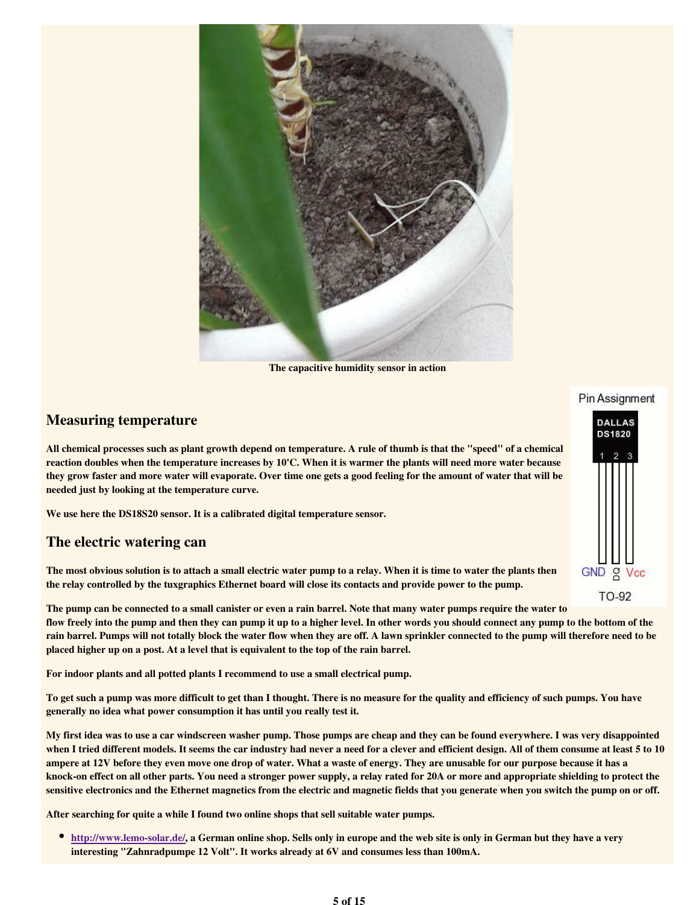The capacitive humidity sensor in action

## Measuring temperature

**All chemical processes such as plant growth depend on temperature. A rule of thumb is that the "speed" of a chemical reaction doubles when the temperature increases by 10'C. When it is warmer the plants will need more water because they grow faster and more water will evaporate. Over time one gets a good feeling for the amount of water that will be needed just by looking at the temperature curve.**

**We use here the DS18S20 sensor. It is a calibrated digital temperature sensor.**

Pin Assignment

DALLAS DS1820

1 2 3

GND DQ Vcc

TO-92

## The electric watering can

**The most obvious solution is to attach a small electric water pump to a relay. When it is time to water the plants then the relay controlled by the tuxgraphics Ethernet board will close its contacts and provide power to the pump.**

**The pump can be connected to a small canister or even a rain barrel. Note that many water pumps require the water to flow freely into the pump and then they can pump it up to a higher level. In other words you should connect any pump to the bottom of the rain barrel. Pumps will not totally block the water flow when they are off. A lawn sprinkler connected to the pump will therefore need to be placed higher up on a post. At a level that is equivalent to the top of the rain barrel.**

**For indoor plants and all potted plants I recommend to use a small electrical pump.**

**To get such a pump was more difficult to get than I thought. There is no measure for the quality and efficiency of such pumps. You have generally no idea what power consumption it has until you really test it.**

**My first idea was to use a car windscreen washer pump. Those pumps are cheap and they can be found everywhere. I was very disappointed when I tried different models. It seems the car industry had never a need for a clever and efficient design. All of them consume at least 5 to 10 ampere at 12V before they even move one drop of water. What a waste of energy. They are unusable for our purpose because it has a knock-on effect on all other parts. You need a stronger power supply, a relay rated for 20A or more and appropriate shielding to protect the sensitive electronics and the Ethernet magnetics from the electric and magnetic fields that you generate when you switch the pump on or off.**

**After searching for quite a while I found two online shops that sell suitable water pumps.**

- **http://www.lemo-solar.de/, a German online shop. Sells only in europe and the web site is only in German but they have a very interesting "Zahnradpumpe 12 Volt". It works already at 6V and consumes less than 100mA.**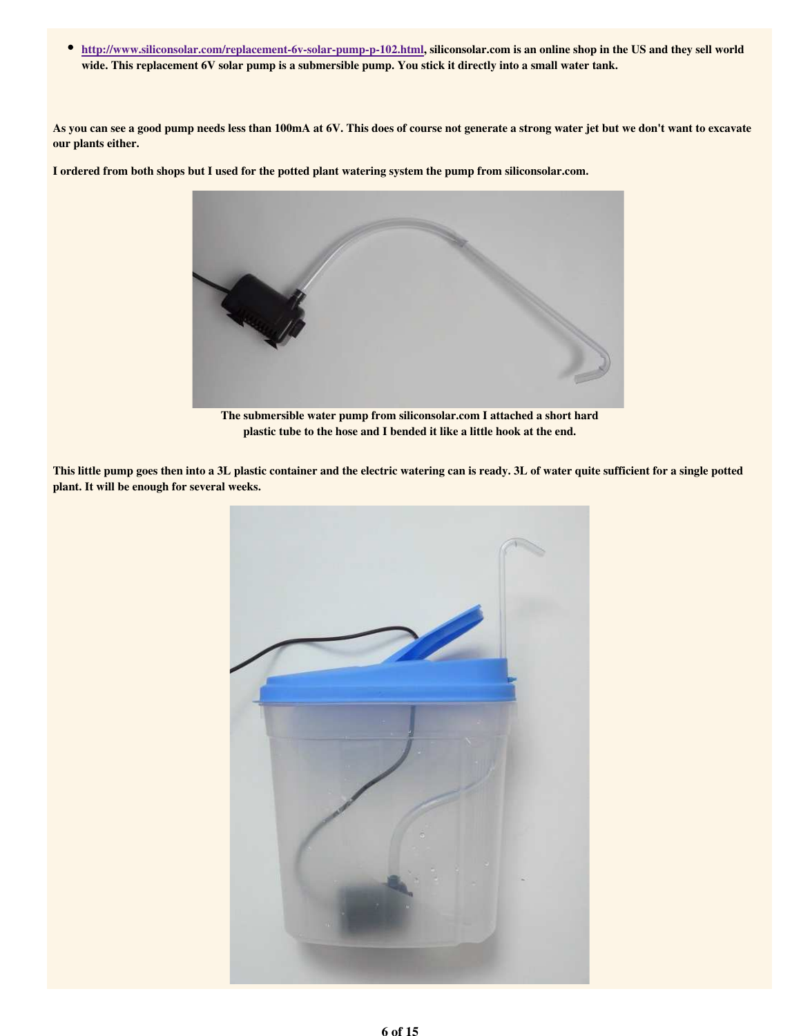- **[http://www.siliconsolar.com/replacement-6v-solar-pump-p-102.html](http://www.siliconsolar.com/replacement-6v-solar-pump-p-102.html), siliconsolar.com is an online shop in the US and they sell world wide. This replacement 6V solar pump is a submersible pump. You stick it directly into a small water tank.**

**As you can see a good pump needs less than 100mA at 6V. This does of course not generate a strong water jet but we don't want to excavate our plants either.**

**I ordered from both shops but I used for the potted plant watering system the pump from siliconsolar.com.**

**The submersible water pump from siliconsolar.com I attached a short hard plastic tube to the hose and I bended it like a little hook at the end.**

**This little pump goes then into a 3L plastic container and the electric watering can is ready. 3L of water quite sufficient for a single potted plant. It will be enough for several weeks.**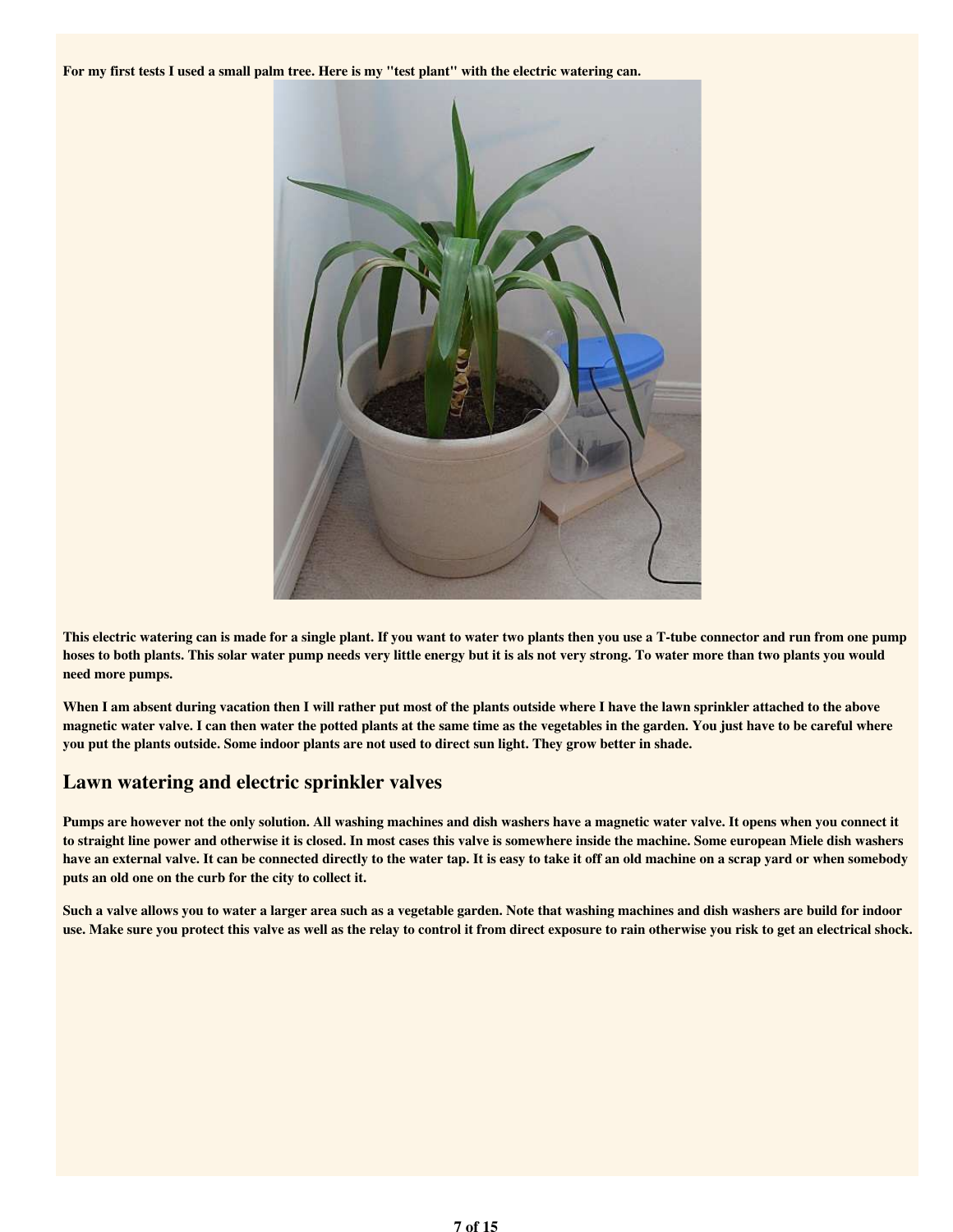**For my first tests I used a small palm tree. Here is my "test plant" with the electric watering can.**

**This electric watering can is made for a single plant. If you want to water two plants then you use a T-tube connector and run from one pump hoses to both plants. This solar water pump needs very little energy but it is als not very strong. To water more than two plants you would need more pumps.**

**When I am absent during vacation then I will rather put most of the plants outside where I have the lawn sprinkler attached to the above magnetic water valve. I can then water the potted plants at the same time as the vegetables in the garden. You just have to be careful where you put the plants outside. Some indoor plants are not used to direct sun light. They grow better in shade.**

## Lawn watering and electric sprinkler valves

**Pumps are however not the only solution. All washing machines and dish washers have a magnetic water valve. It opens when you connect it to straight line power and otherwise it is closed. In most cases this valve is somewhere inside the machine. Some european Miele dish washers have an external valve. It can be connected directly to the water tap. It is easy to take it off an old machine on a scrap yard or when somebody puts an old one on the curb for the city to collect it.**

**Such a valve allows you to water a larger area such as a vegetable garden. Note that washing machines and dish washers are build for indoor use. Make sure you protect this valve as well as the relay to control it from direct exposure to rain otherwise you risk to get an electrical shock.**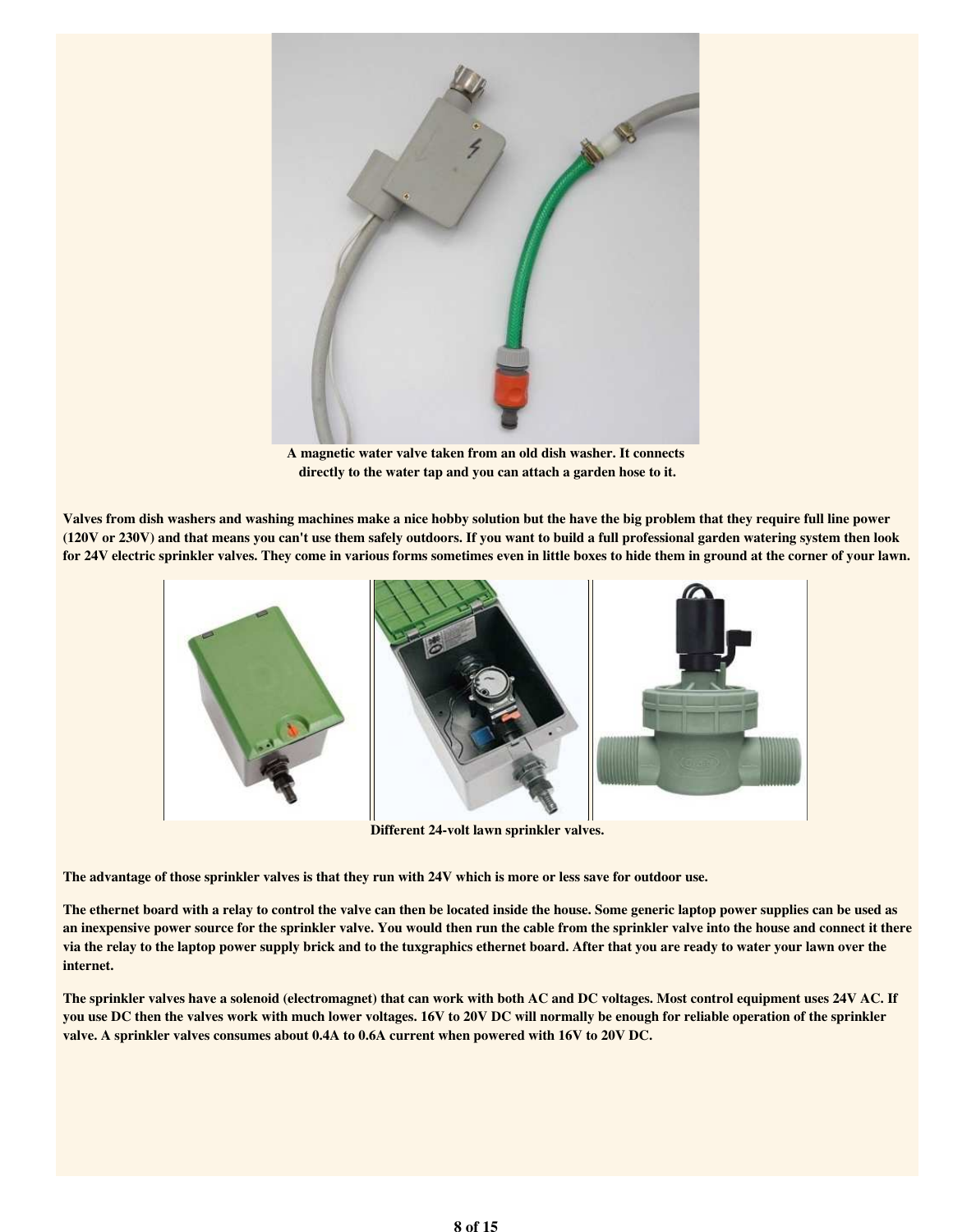A magnetic water valve taken from an old dish washer. It connects directly to the water tap and you can attach a garden hose to it.

**Valves from dish washers and washing machines make a nice hobby solution but the have the big problem that they require full line power (120V or 230V) and that means you can't use them safely outdoors. If you want to build a full professional garden watering system then look for 24V electric sprinkler valves. They come in various forms sometimes even in little boxes to hide them in ground at the corner of your lawn.**

Different 24-volt lawn sprinkler valves.

**The advantage of those sprinkler valves is that they run with 24V which is more or less save for outdoor use.**

**The ethernet board with a relay to control the valve can then be located inside the house. Some generic laptop power supplies can be used as an inexpensive power source for the sprinkler valve. You would then run the cable from the sprinkler valve into the house and connect it there via the relay to the laptop power supply brick and to the tuxgraphics ethernet board. After that you are ready to water your lawn over the internet.**

**The sprinkler valves have a solenoid (electromagnet) that can work with both AC and DC voltages. Most control equipment uses 24V AC. If you use DC then the valves work with much lower voltages. 16V to 20V DC will normally be enough for reliable operation of the sprinkler valve. A sprinkler valves consumes about 0.4A to 0.6A current when powered with 16V to 20V DC.**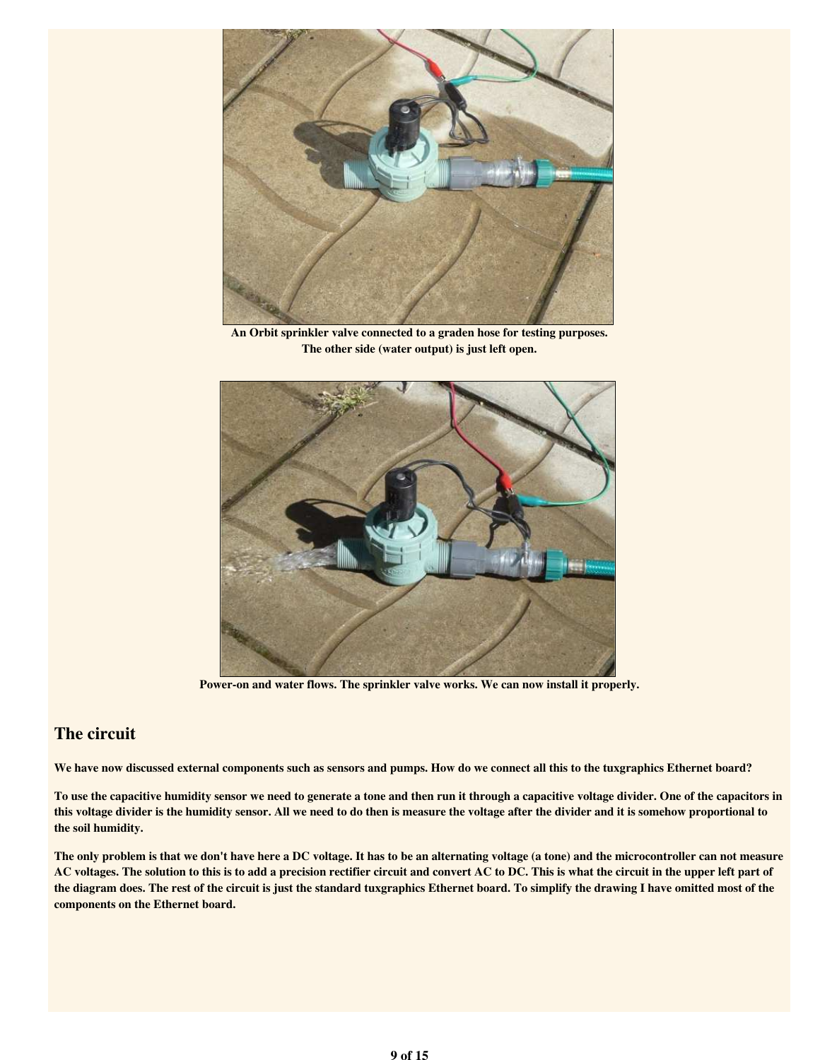An Orbit sprinkler valve connected to a graden hose for testing purposes.
The other side (water output) is just left open.

Power-on and water flows. The sprinkler valve works. We can now install it properly.

## The circuit

**We have now discussed external components such as sensors and pumps. How do we connect all this to the tuxgraphics Ethernet board?**

**To use the capacitive humidity sensor we need to generate a tone and then run it through a capacitive voltage divider. One of the capacitors in this voltage divider is the humidity sensor. All we need to do then is measure the voltage after the divider and it is somehow proportional to the soil humidity.**

**The only problem is that we don't have here a DC voltage. It has to be an alternating voltage (a tone) and the microcontroller can not measure AC voltages. The solution to this is to add a precision rectifier circuit and convert AC to DC. This is what the circuit in the upper left part of the diagram does. The rest of the circuit is just the standard tuxgraphics Ethernet board. To simplify the drawing I have omitted most of the components on the Ethernet board.**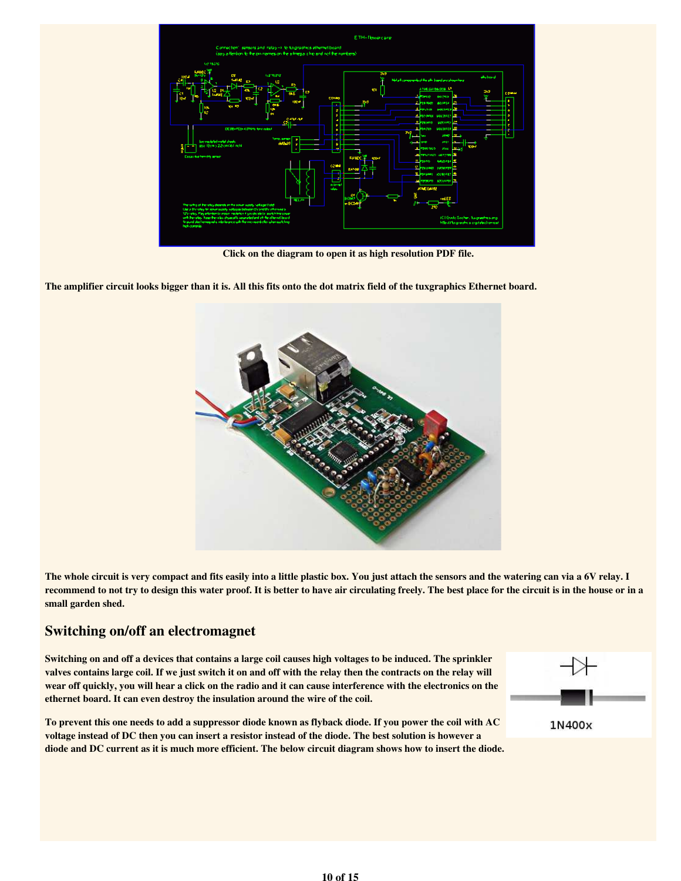Click on the diagram to open it as high resolution PDF file.

The amplifier circuit looks bigger than it is. All this fits onto the dot matrix field of the tuxgraphics Ethernet board.

The whole circuit is very compact and fits easily into a little plastic box. You just attach the sensors and the watering can via a 6V relay. I recommend to not try to design this water proof. It is better to have air circulating freely. The best place for the circuit is in the house or in a small garden shed.

## Switching on/off an electromagnet

Switching on and off a devices that contains a large coil causes high voltages to be induced. The sprinkler valves contains large coil. If we just switch it on and off with the relay then the contracts on the relay will wear off quickly, you will hear a click on the radio and it can cause interference with the electronics on the ethernet board. It can even destroy the insulation around the wire of the coil.

To prevent this one needs to add a suppressor diode known as flyback diode. If you power the coil with AC voltage instead of DC then you can insert a resistor instead of the diode. The best solution is however a diode and DC current as it is much more efficient. The below circuit diagram shows how to insert the diode.

1N400x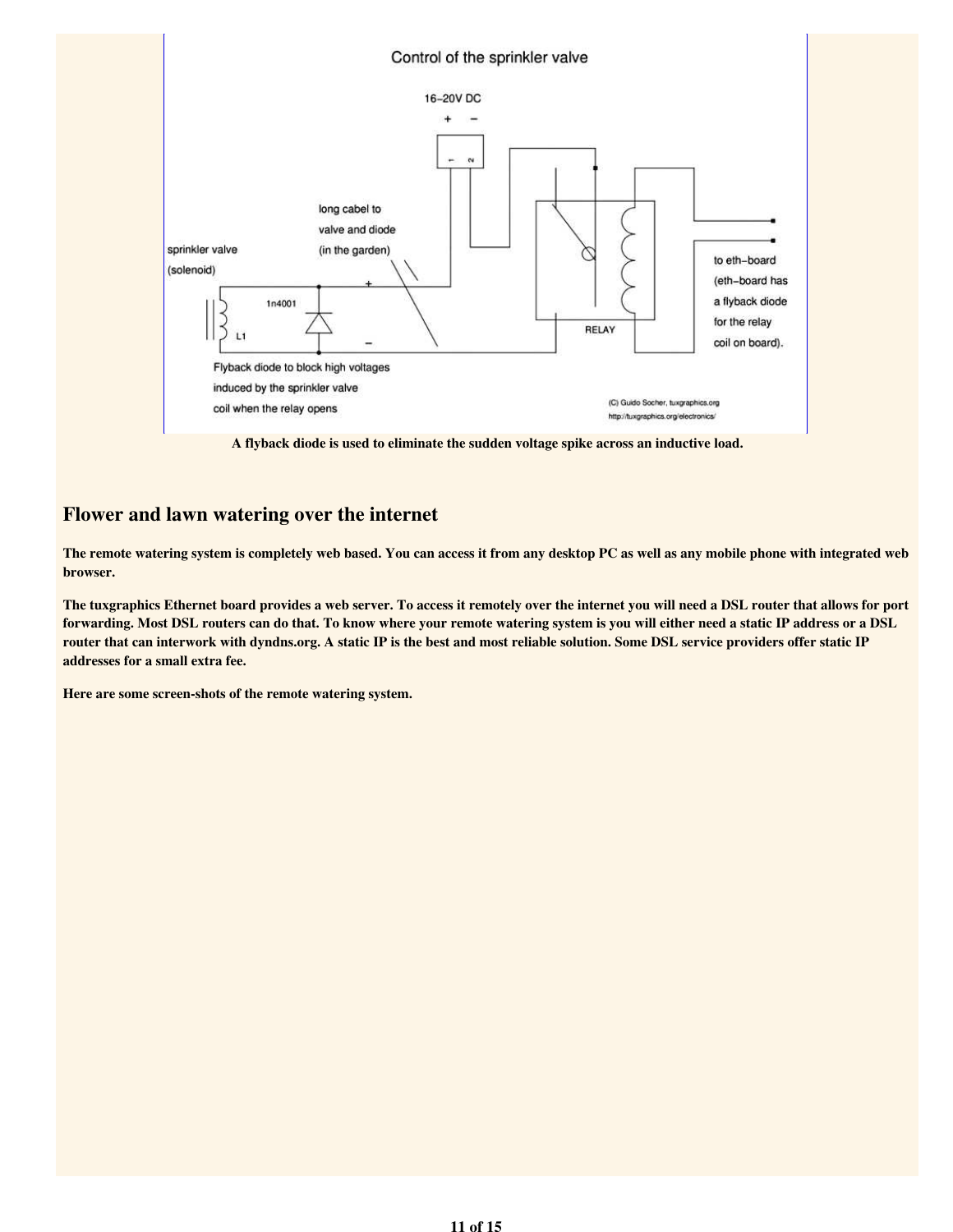A flyback diode is used to eliminate the sudden voltage spike across an inductive load.

## Flower and lawn watering over the internet

**The remote watering system is completely web based. You can access it from any desktop PC as well as any mobile phone with integrated web browser.**

**The tuxgraphics Ethernet board provides a web server. To access it remotely over the internet you will need a DSL router that allows for port forwarding. Most DSL routers can do that. To know where your remote watering system is you will either need a static IP address or a DSL router that can interwork with dyndns.org. A static IP is the best and most reliable solution. Some DSL service providers offer static IP addresses for a small extra fee.**

**Here are some screen-shots of the remote watering system.**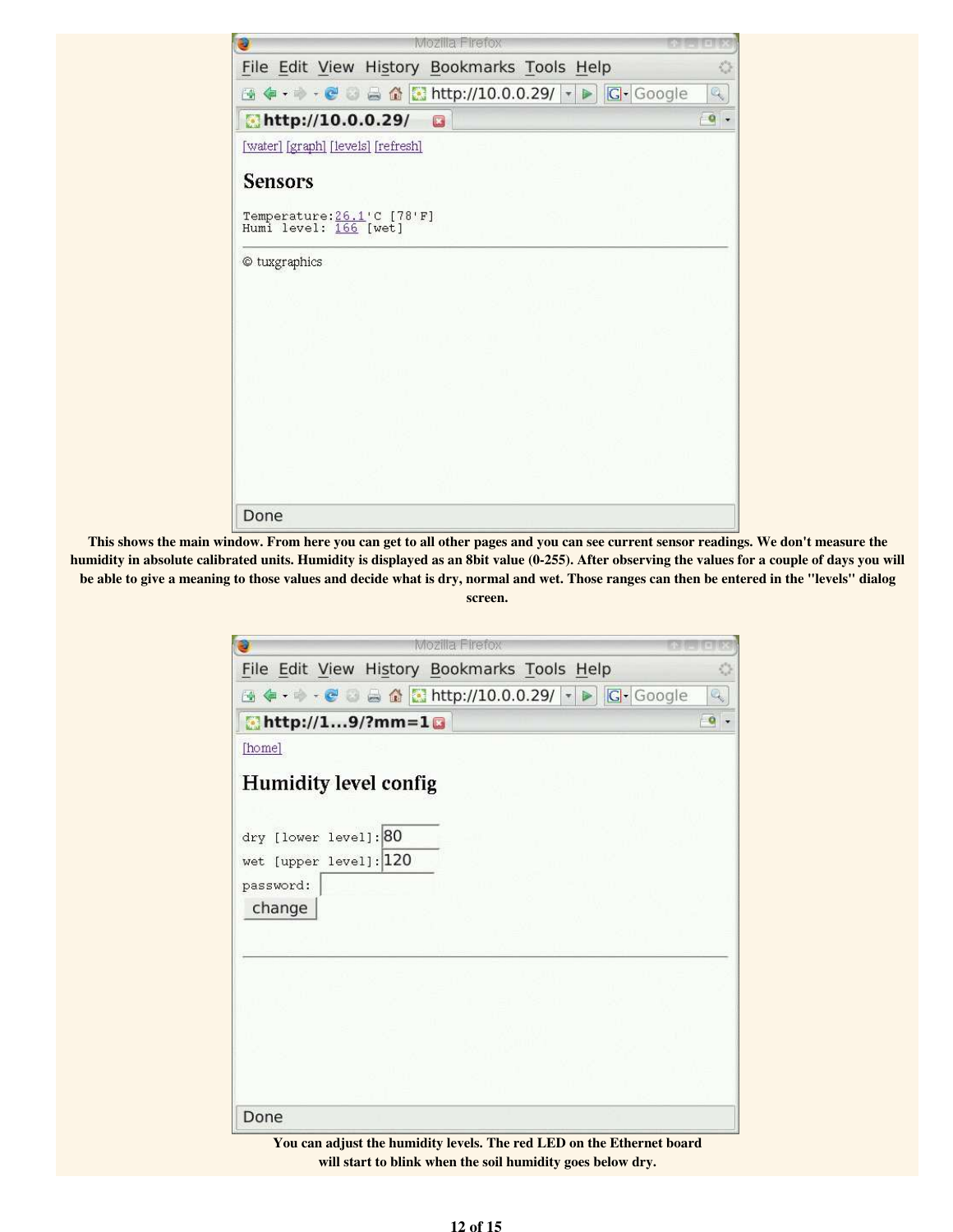[water] [graph] [levels] [refresh]

## Sensors

```
Temperature:26.1'C [78'F]
Humi level: 166 [wet]
```

© tuxgraphics

**This shows the main window. From here you can get to all other pages and you can see current sensor readings. We don't measure the humidity in absolute calibrated units. Humidity is displayed as an 8bit value (0-255). After observing the values for a couple of days you will be able to give a meaning to those values and decide what is dry, normal and wet. Those ranges can then be entered in the "levels" dialog screen.**

[home]

## Humidity level config

```
dry [lower level]: 80
wet [upper level]: 120
password:
```

change

**You can adjust the humidity levels. The red LED on the Ethernet board will start to blink when the soil humidity goes below dry.**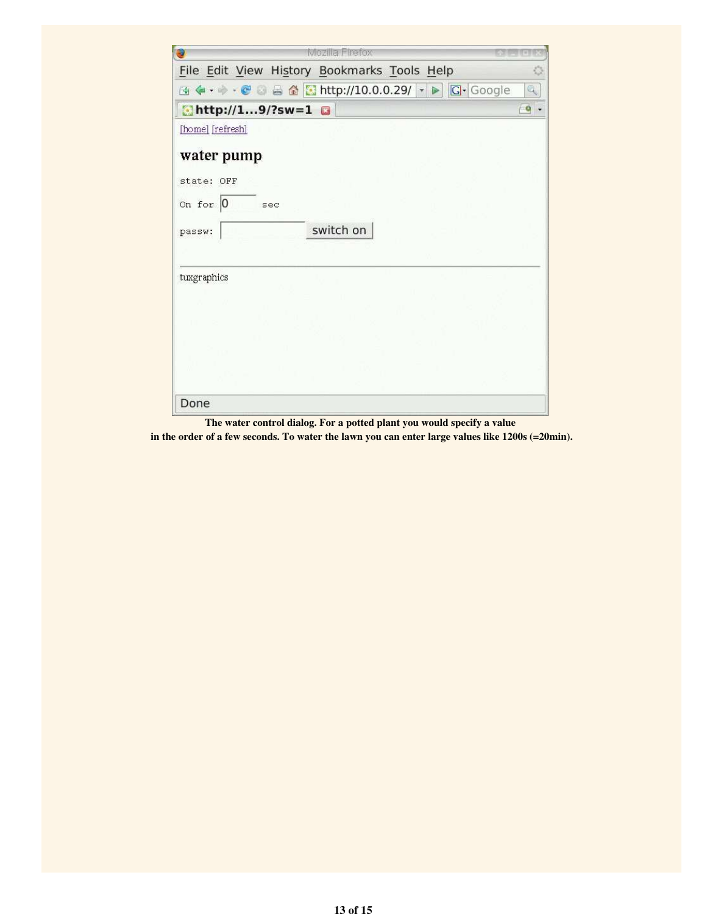The water control dialog. For a potted plant you would specify a value in the order of a few seconds. To water the lawn you can enter large values like 1200s (=20min).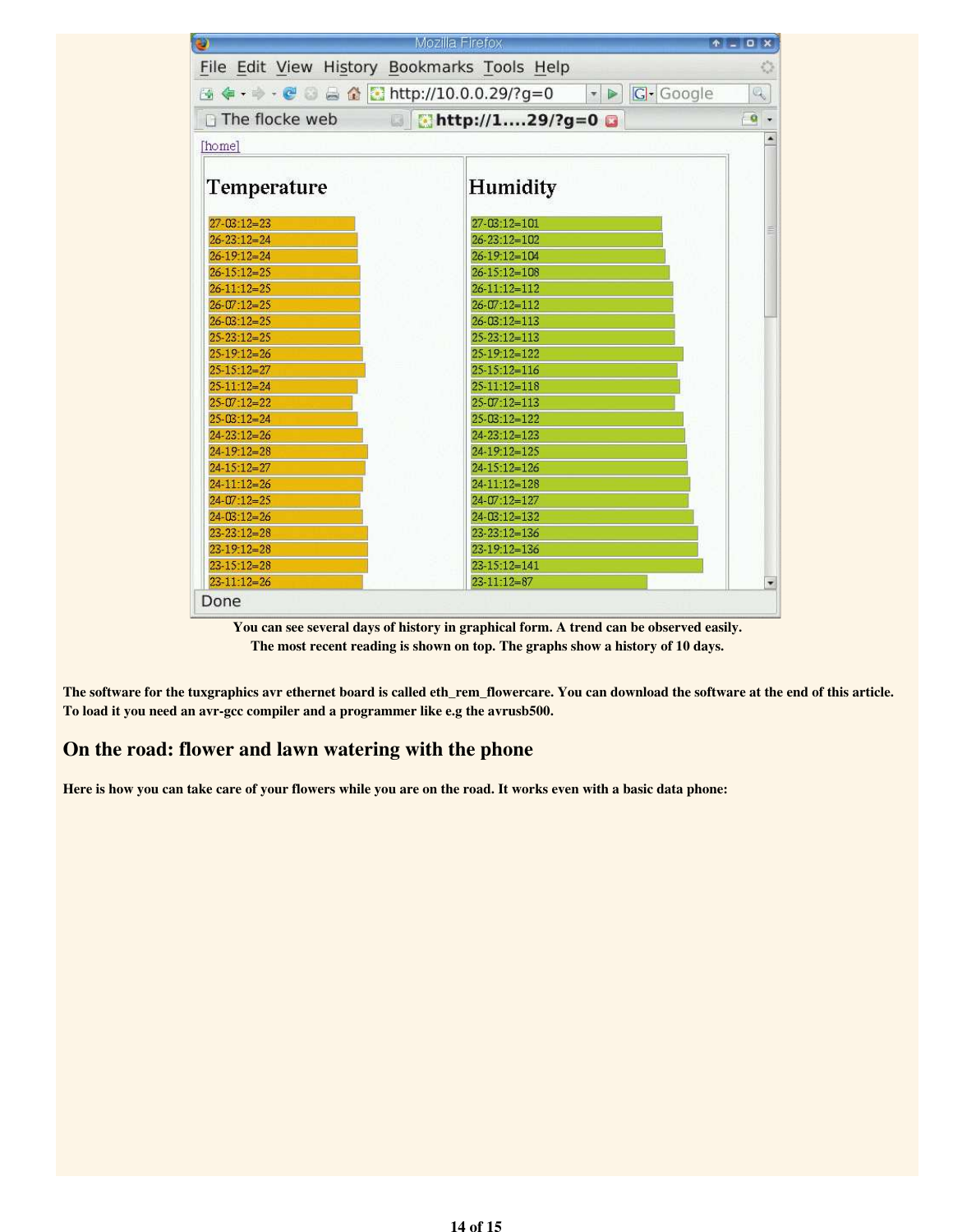You can see several days of history in graphical form. A trend can be observed easily. The most recent reading is shown on top. The graphs show a history of 10 days.

**The software for the tuxgraphics avr ethernet board is called eth_rem_flowercare. You can download the software at the end of this article. To load it you need an avr-gcc compiler and a programmer like e.g the avrusb500.**

## On the road: flower and lawn watering with the phone

**Here is how you can take care of your flowers while you are on the road. It works even with a basic data phone:**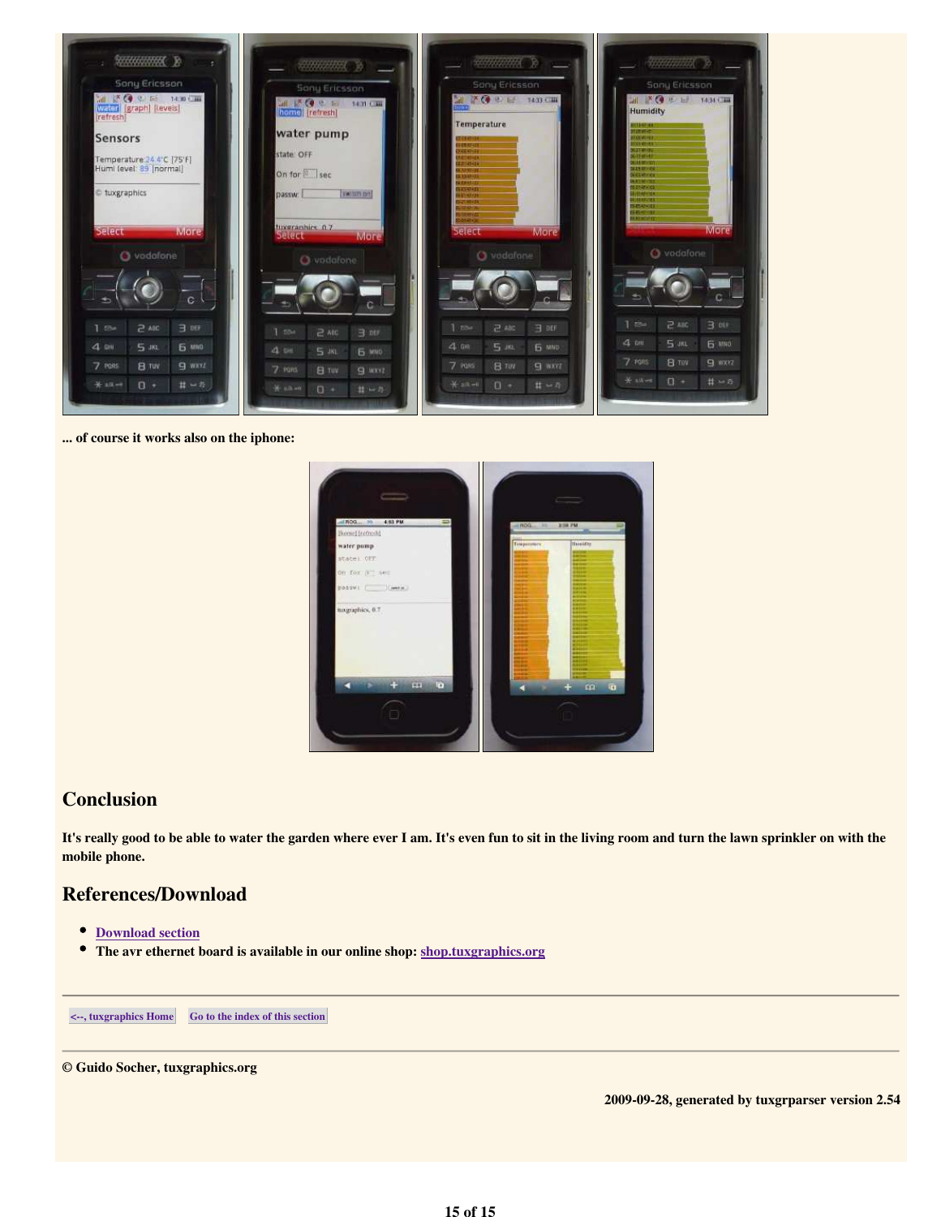... of course it works also on the iphone:

## Conclusion

It's really good to be able to water the garden where ever I am. It's even fun to sit in the living room and turn the lawn sprinkler on with the mobile phone.

## References/Download

- [Download section]
- The avr ethernet board is available in our online shop: [shop.tuxgraphics.org]

<--, tuxgraphics Home | Go to the index of this section

© Guido Socher, tuxgraphics.org

2009-09-28, generated by tuxgrparser version 2.54